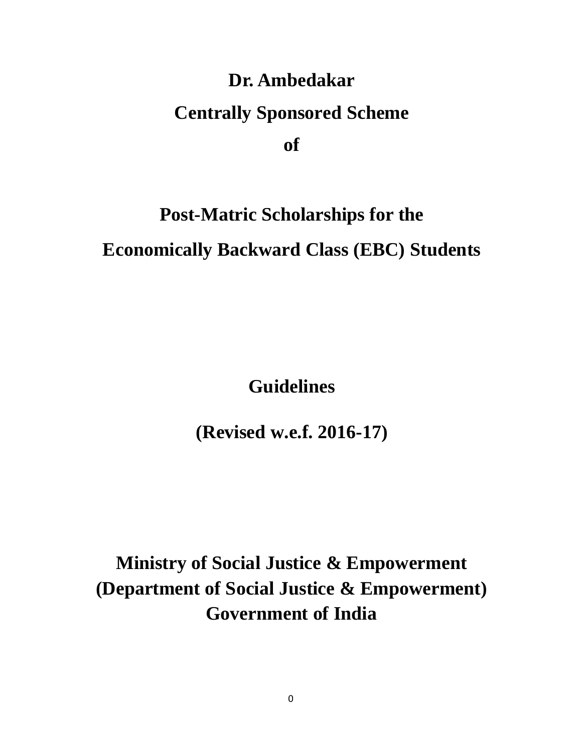# Dr. Ambedakar
# Centrally Sponsored Scheme
# of

# Post-Matric Scholarships for the
# Economically Backward Class (EBC) Students

## Guidelines

## (Revised w.e.f. 2016-17)

## Ministry of Social Justice & Empowerment
## (Department of Social Justice & Empowerment)
## Government of India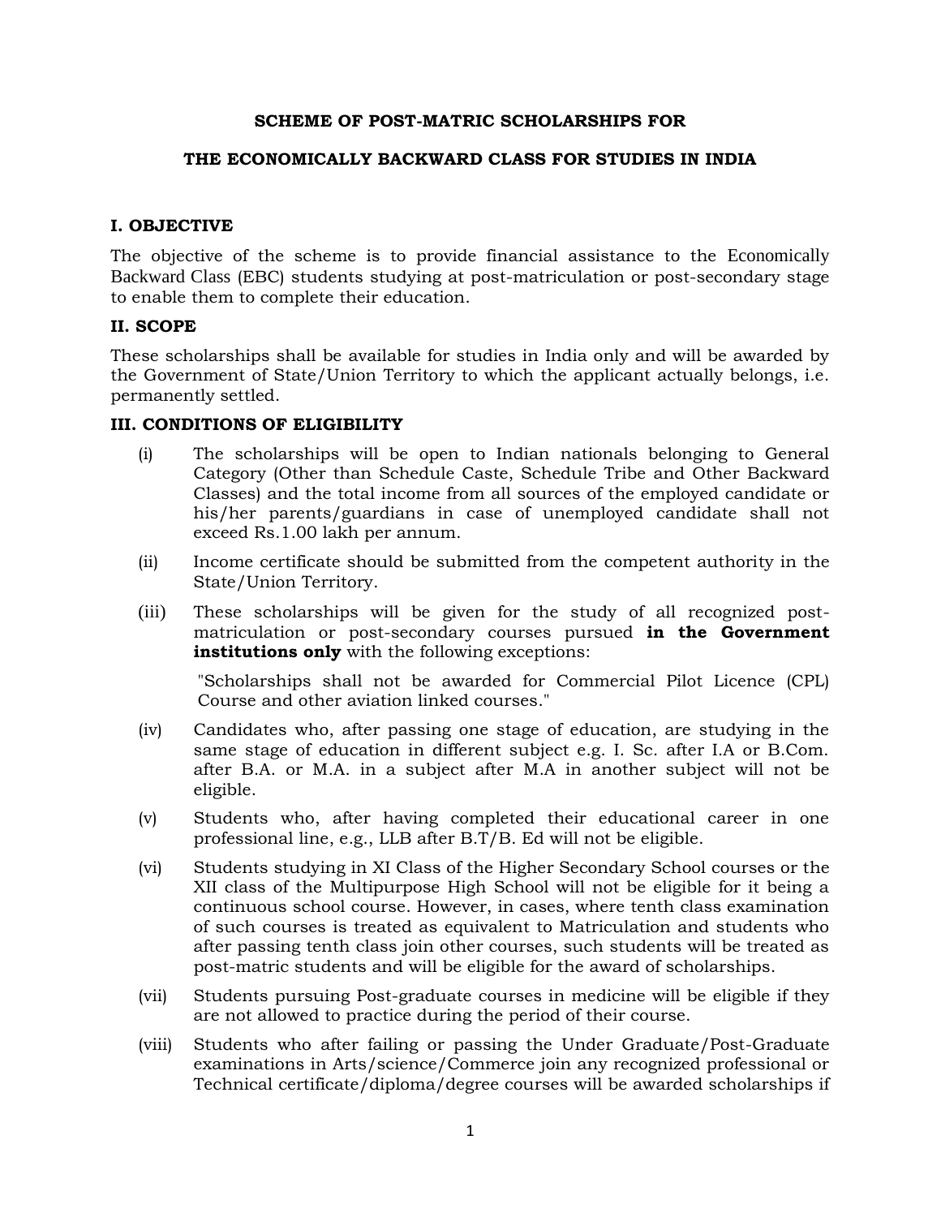**SCHEME OF POST-MATRIC SCHOLARSHIPS FOR**

**THE ECONOMICALLY BACKWARD CLASS FOR STUDIES IN INDIA**

## I. OBJECTIVE

The objective of the scheme is to provide financial assistance to the Economically Backward Class (EBC) students studying at post-matriculation or post-secondary stage to enable them to complete their education.

## II. SCOPE

These scholarships shall be available for studies in India only and will be awarded by the Government of State/Union Territory to which the applicant actually belongs, i.e. permanently settled.

## III. CONDITIONS OF ELIGIBILITY

(i) The scholarships will be open to Indian nationals belonging to General Category (Other than Schedule Caste, Schedule Tribe and Other Backward Classes) and the total income from all sources of the employed candidate or his/her parents/guardians in case of unemployed candidate shall not exceed Rs.1.00 lakh per annum.

(ii) Income certificate should be submitted from the competent authority in the State/Union Territory.

(iii) These scholarships will be given for the study of all recognized post-matriculation or post-secondary courses pursued **in the Government institutions only** with the following exceptions:

"Scholarships shall not be awarded for Commercial Pilot Licence (CPL) Course and other aviation linked courses."

(iv) Candidates who, after passing one stage of education, are studying in the same stage of education in different subject e.g. I. Sc. after I.A or B.Com. after B.A. or M.A. in a subject after M.A in another subject will not be eligible.

(v) Students who, after having completed their educational career in one professional line, e.g., LLB after B.T/B. Ed will not be eligible.

(vi) Students studying in XI Class of the Higher Secondary School courses or the XII class of the Multipurpose High School will not be eligible for it being a continuous school course. However, in cases, where tenth class examination of such courses is treated as equivalent to Matriculation and students who after passing tenth class join other courses, such students will be treated as post-matric students and will be eligible for the award of scholarships.

(vii) Students pursuing Post-graduate courses in medicine will be eligible if they are not allowed to practice during the period of their course.

(viii) Students who after failing or passing the Under Graduate/Post-Graduate examinations in Arts/science/Commerce join any recognized professional or Technical certificate/diploma/degree courses will be awarded scholarships if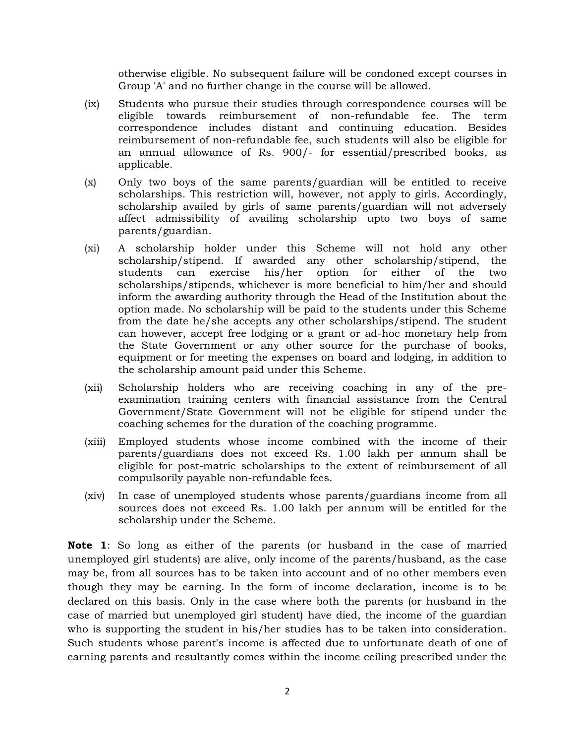otherwise eligible. No subsequent failure will be condoned except courses in Group 'A' and no further change in the course will be allowed.

(ix) Students who pursue their studies through correspondence courses will be eligible towards reimbursement of non-refundable fee. The term correspondence includes distant and continuing education. Besides reimbursement of non-refundable fee, such students will also be eligible for an annual allowance of Rs. 900/- for essential/prescribed books, as applicable.

(x) Only two boys of the same parents/guardian will be entitled to receive scholarships. This restriction will, however, not apply to girls. Accordingly, scholarship availed by girls of same parents/guardian will not adversely affect admissibility of availing scholarship upto two boys of same parents/guardian.

(xi) A scholarship holder under this Scheme will not hold any other scholarship/stipend. If awarded any other scholarship/stipend, the students can exercise his/her option for either of the two scholarships/stipends, whichever is more beneficial to him/her and should inform the awarding authority through the Head of the Institution about the option made. No scholarship will be paid to the students under this Scheme from the date he/she accepts any other scholarships/stipend. The student can however, accept free lodging or a grant or ad-hoc monetary help from the State Government or any other source for the purchase of books, equipment or for meeting the expenses on board and lodging, in addition to the scholarship amount paid under this Scheme.

(xii) Scholarship holders who are receiving coaching in any of the pre-examination training centers with financial assistance from the Central Government/State Government will not be eligible for stipend under the coaching schemes for the duration of the coaching programme.

(xiii) Employed students whose income combined with the income of their parents/guardians does not exceed Rs. 1.00 lakh per annum shall be eligible for post-matric scholarships to the extent of reimbursement of all compulsorily payable non-refundable fees.

(xiv) In case of unemployed students whose parents/guardians income from all sources does not exceed Rs. 1.00 lakh per annum will be entitled for the scholarship under the Scheme.

**Note 1**: So long as either of the parents (or husband in the case of married unemployed girl students) are alive, only income of the parents/husband, as the case may be, from all sources has to be taken into account and of no other members even though they may be earning. In the form of income declaration, income is to be declared on this basis. Only in the case where both the parents (or husband in the case of married but unemployed girl student) have died, the income of the guardian who is supporting the student in his/her studies has to be taken into consideration. Such students whose parent's income is affected due to unfortunate death of one of earning parents and resultantly comes within the income ceiling prescribed under the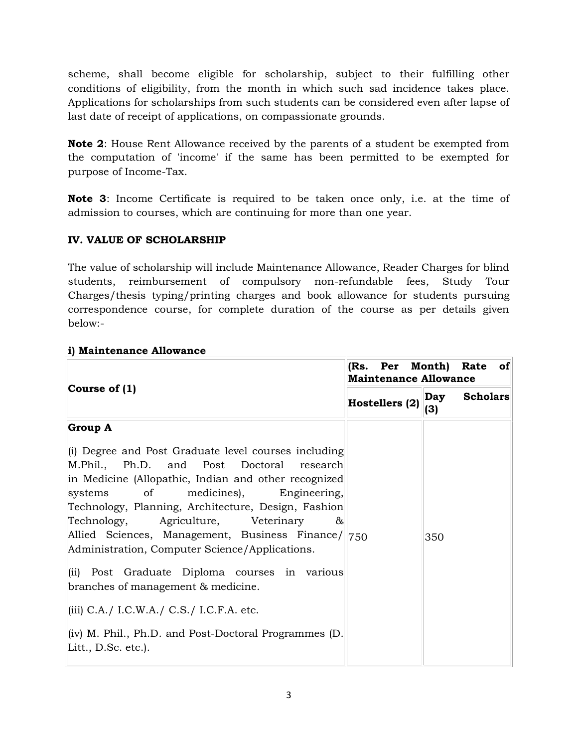scheme, shall become eligible for scholarship, subject to their fulfilling other conditions of eligibility, from the month in which such sad incidence takes place. Applications for scholarships from such students can be considered even after lapse of last date of receipt of applications, on compassionate grounds.

**Note 2**: House Rent Allowance received by the parents of a student be exempted from the computation of 'income' if the same has been permitted to be exempted for purpose of Income-Tax.

**Note 3**: Income Certificate is required to be taken once only, i.e. at the time of admission to courses, which are continuing for more than one year.

**IV. VALUE OF SCHOLARSHIP**

The value of scholarship will include Maintenance Allowance, Reader Charges for blind students, reimbursement of compulsory non-refundable fees, Study Tour Charges/thesis typing/printing charges and book allowance for students pursuing correspondence course, for complete duration of the course as per details given below:-

**i) Maintenance Allowance**

| Course of (1) | (Rs. Per Month) Rate of Maintenance Allowance | |
|---|---|---|
| | Hostellers (2) | Day Scholars (3) |
| **Group A**<br><br>(i) Degree and Post Graduate level courses including M.Phil., Ph.D. and Post Doctoral research in Medicine (Allopathic, Indian and other recognized systems of medicines), Engineering, Technology, Planning, Architecture, Design, Fashion Technology, Agriculture, Veterinary & Allied Sciences, Management, Business Finance/ Administration, Computer Science/Applications.<br><br>(ii) Post Graduate Diploma courses in various branches of management & medicine.<br><br>(iii) C.A./ I.C.W.A./ C.S./ I.C.F.A. etc.<br><br>(iv) M. Phil., Ph.D. and Post-Doctoral Programmes (D. Litt., D.Sc. etc.). | 750 | 350 |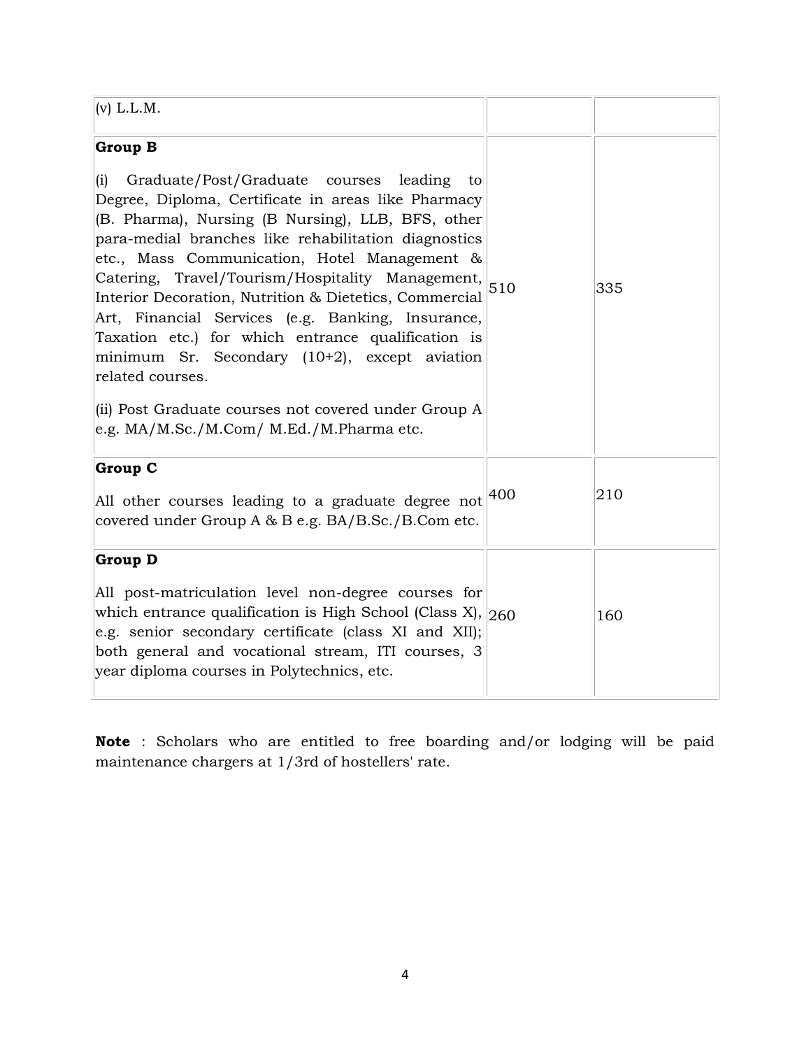| | | |
|---|---|---|
| (v) L.L.M. | | |
| **Group B**<br><br>(i) Graduate/Post/Graduate courses leading to Degree, Diploma, Certificate in areas like Pharmacy (B. Pharma), Nursing (B Nursing), LLB, BFS, other para-medial branches like rehabilitation diagnostics etc., Mass Communication, Hotel Management & Catering, Travel/Tourism/Hospitality Management, Interior Decoration, Nutrition & Dietetics, Commercial Art, Financial Services (e.g. Banking, Insurance, Taxation etc.) for which entrance qualification is minimum Sr. Secondary (10+2), except aviation related courses.<br><br>(ii) Post Graduate courses not covered under Group A e.g. MA/M.Sc./M.Com/ M.Ed./M.Pharma etc. | 510 | 335 |
| **Group C**<br><br>All other courses leading to a graduate degree not covered under Group A & B e.g. BA/B.Sc./B.Com etc. | 400 | 210 |
| **Group D**<br><br>All post-matriculation level non-degree courses for which entrance qualification is High School (Class X), e.g. senior secondary certificate (class XI and XII); both general and vocational stream, ITI courses, 3 year diploma courses in Polytechnics, etc. | 260 | 160 |

**Note** : Scholars who are entitled to free boarding and/or lodging will be paid maintenance chargers at 1/3rd of hostellers' rate.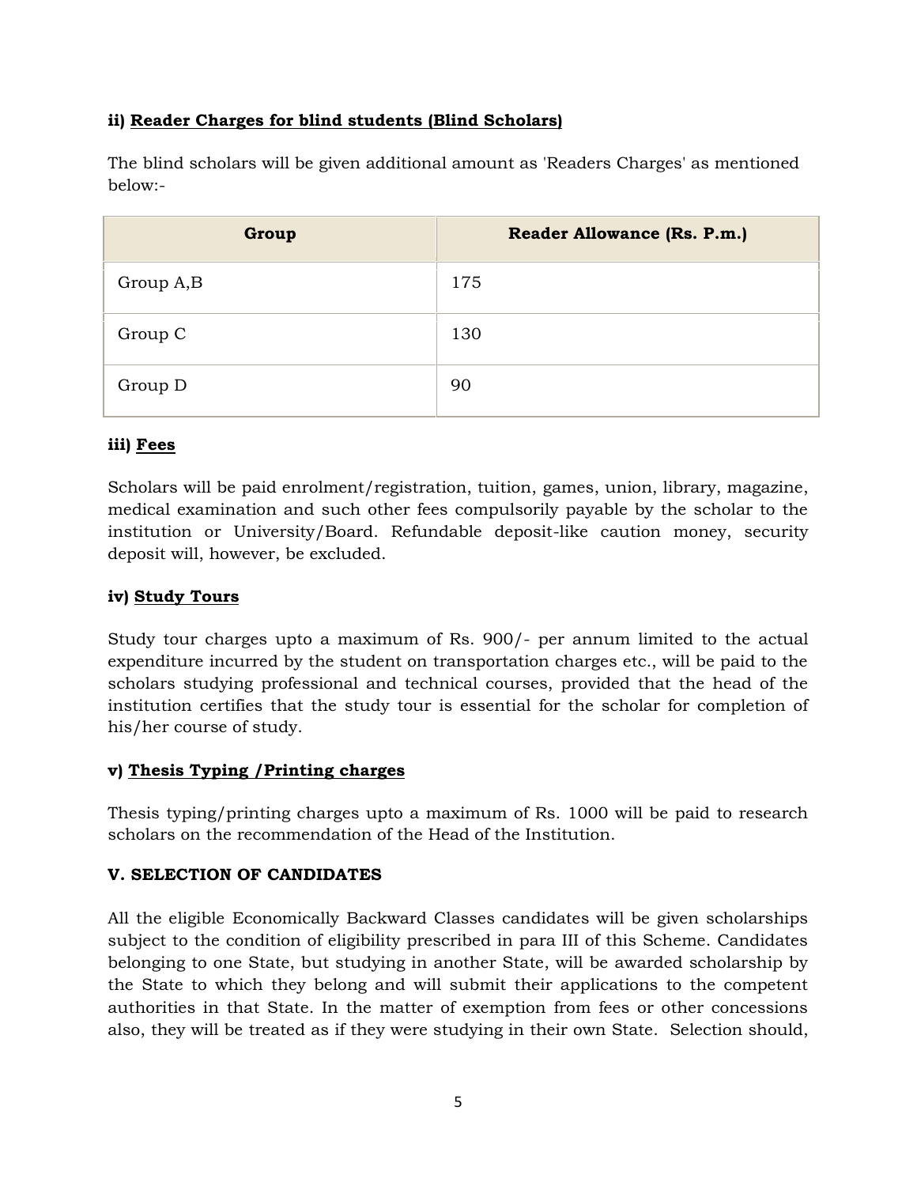**ii) <u>Reader Charges for blind students (Blind Scholars)</u>**

The blind scholars will be given additional amount as 'Readers Charges' as mentioned below:-

| Group | Reader Allowance (Rs. P.m.) |
|---|---|
| Group A,B | 175 |
| Group C | 130 |
| Group D | 90 |

**iii) <u>Fees</u>**

Scholars will be paid enrolment/registration, tuition, games, union, library, magazine, medical examination and such other fees compulsorily payable by the scholar to the institution or University/Board. Refundable deposit-like caution money, security deposit will, however, be excluded.

**iv) <u>Study Tours</u>**

Study tour charges upto a maximum of Rs. 900/- per annum limited to the actual expenditure incurred by the student on transportation charges etc., will be paid to the scholars studying professional and technical courses, provided that the head of the institution certifies that the study tour is essential for the scholar for completion of his/her course of study.

**v) <u>Thesis Typing /Printing charges</u>**

Thesis typing/printing charges upto a maximum of Rs. 1000 will be paid to research scholars on the recommendation of the Head of the Institution.

**V. SELECTION OF CANDIDATES**

All the eligible Economically Backward Classes candidates will be given scholarships subject to the condition of eligibility prescribed in para III of this Scheme. Candidates belonging to one State, but studying in another State, will be awarded scholarship by the State to which they belong and will submit their applications to the competent authorities in that State. In the matter of exemption from fees or other concessions also, they will be treated as if they were studying in their own State. Selection should,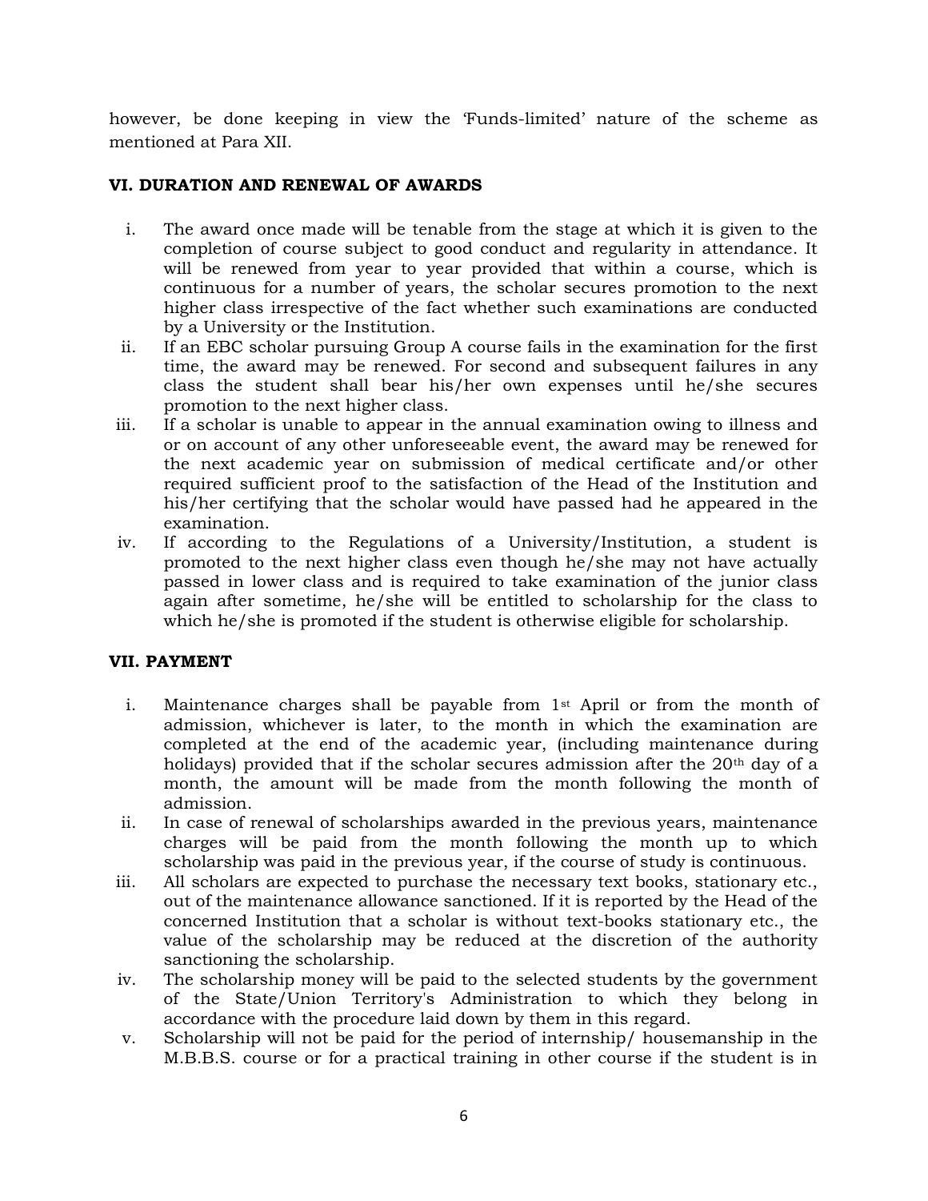however, be done keeping in view the 'Funds-limited' nature of the scheme as mentioned at Para XII.

### VI. DURATION AND RENEWAL OF AWARDS

i. The award once made will be tenable from the stage at which it is given to the completion of course subject to good conduct and regularity in attendance. It will be renewed from year to year provided that within a course, which is continuous for a number of years, the scholar secures promotion to the next higher class irrespective of the fact whether such examinations are conducted by a University or the Institution.

ii. If an EBC scholar pursuing Group A course fails in the examination for the first time, the award may be renewed. For second and subsequent failures in any class the student shall bear his/her own expenses until he/she secures promotion to the next higher class.

iii. If a scholar is unable to appear in the annual examination owing to illness and or on account of any other unforeseeable event, the award may be renewed for the next academic year on submission of medical certificate and/or other required sufficient proof to the satisfaction of the Head of the Institution and his/her certifying that the scholar would have passed had he appeared in the examination.

iv. If according to the Regulations of a University/Institution, a student is promoted to the next higher class even though he/she may not have actually passed in lower class and is required to take examination of the junior class again after sometime, he/she will be entitled to scholarship for the class to which he/she is promoted if the student is otherwise eligible for scholarship.

### VII. PAYMENT

i. Maintenance charges shall be payable from 1st April or from the month of admission, whichever is later, to the month in which the examination are completed at the end of the academic year, (including maintenance during holidays) provided that if the scholar secures admission after the 20th day of a month, the amount will be made from the month following the month of admission.

ii. In case of renewal of scholarships awarded in the previous years, maintenance charges will be paid from the month following the month up to which scholarship was paid in the previous year, if the course of study is continuous.

iii. All scholars are expected to purchase the necessary text books, stationary etc., out of the maintenance allowance sanctioned. If it is reported by the Head of the concerned Institution that a scholar is without text-books stationary etc., the value of the scholarship may be reduced at the discretion of the authority sanctioning the scholarship.

iv. The scholarship money will be paid to the selected students by the government of the State/Union Territory's Administration to which they belong in accordance with the procedure laid down by them in this regard.

v. Scholarship will not be paid for the period of internship/ housemanship in the M.B.B.S. course or for a practical training in other course if the student is in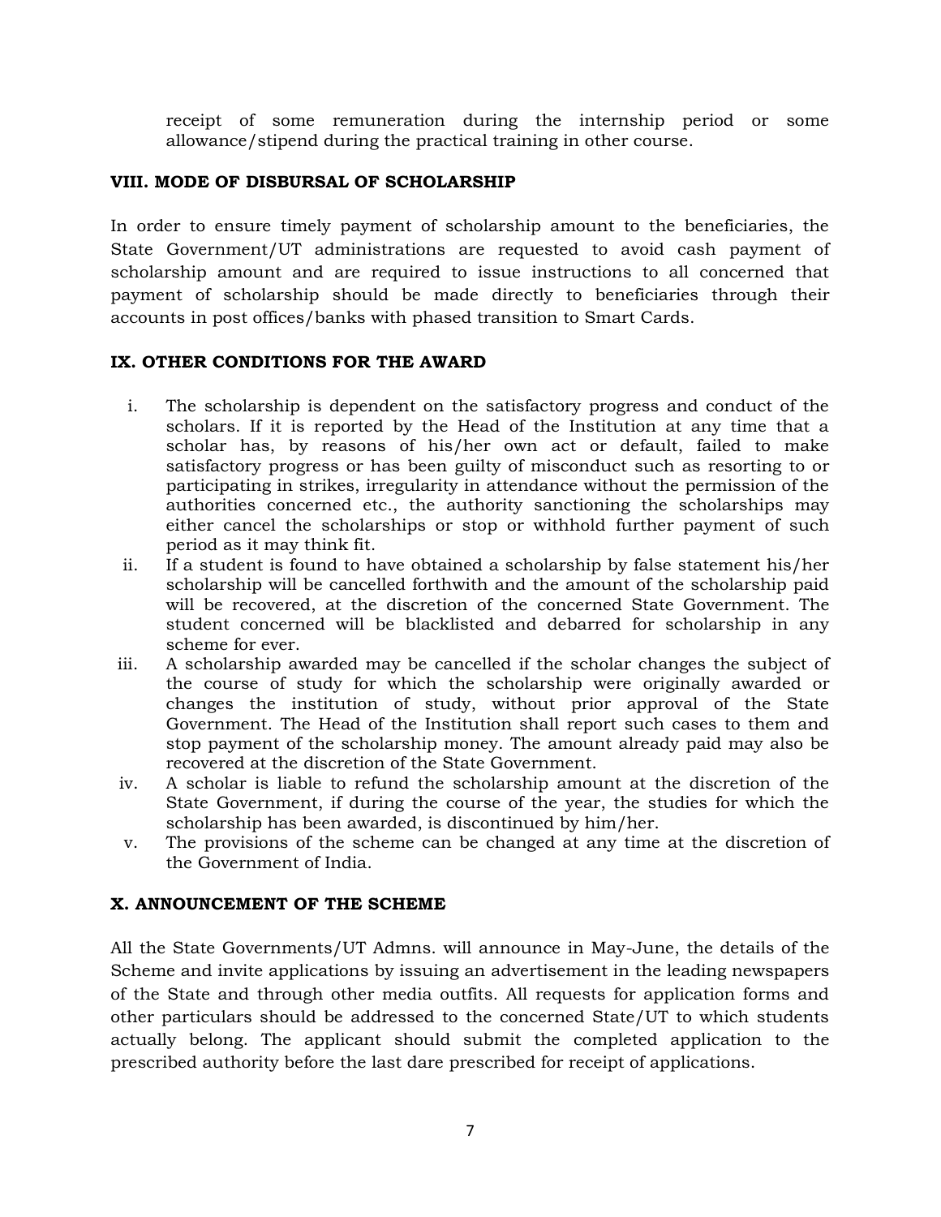receipt of some remuneration during the internship period or some allowance/stipend during the practical training in other course.

### VIII. MODE OF DISBURSAL OF SCHOLARSHIP

In order to ensure timely payment of scholarship amount to the beneficiaries, the State Government/UT administrations are requested to avoid cash payment of scholarship amount and are required to issue instructions to all concerned that payment of scholarship should be made directly to beneficiaries through their accounts in post offices/banks with phased transition to Smart Cards.

### IX. OTHER CONDITIONS FOR THE AWARD

i. The scholarship is dependent on the satisfactory progress and conduct of the scholars. If it is reported by the Head of the Institution at any time that a scholar has, by reasons of his/her own act or default, failed to make satisfactory progress or has been guilty of misconduct such as resorting to or participating in strikes, irregularity in attendance without the permission of the authorities concerned etc., the authority sanctioning the scholarships may either cancel the scholarships or stop or withhold further payment of such period as it may think fit.

ii. If a student is found to have obtained a scholarship by false statement his/her scholarship will be cancelled forthwith and the amount of the scholarship paid will be recovered, at the discretion of the concerned State Government. The student concerned will be blacklisted and debarred for scholarship in any scheme for ever.

iii. A scholarship awarded may be cancelled if the scholar changes the subject of the course of study for which the scholarship were originally awarded or changes the institution of study, without prior approval of the State Government. The Head of the Institution shall report such cases to them and stop payment of the scholarship money. The amount already paid may also be recovered at the discretion of the State Government.

iv. A scholar is liable to refund the scholarship amount at the discretion of the State Government, if during the course of the year, the studies for which the scholarship has been awarded, is discontinued by him/her.

v. The provisions of the scheme can be changed at any time at the discretion of the Government of India.

### X. ANNOUNCEMENT OF THE SCHEME

All the State Governments/UT Admns. will announce in May-June, the details of the Scheme and invite applications by issuing an advertisement in the leading newspapers of the State and through other media outfits. All requests for application forms and other particulars should be addressed to the concerned State/UT to which students actually belong. The applicant should submit the completed application to the prescribed authority before the last dare prescribed for receipt of applications.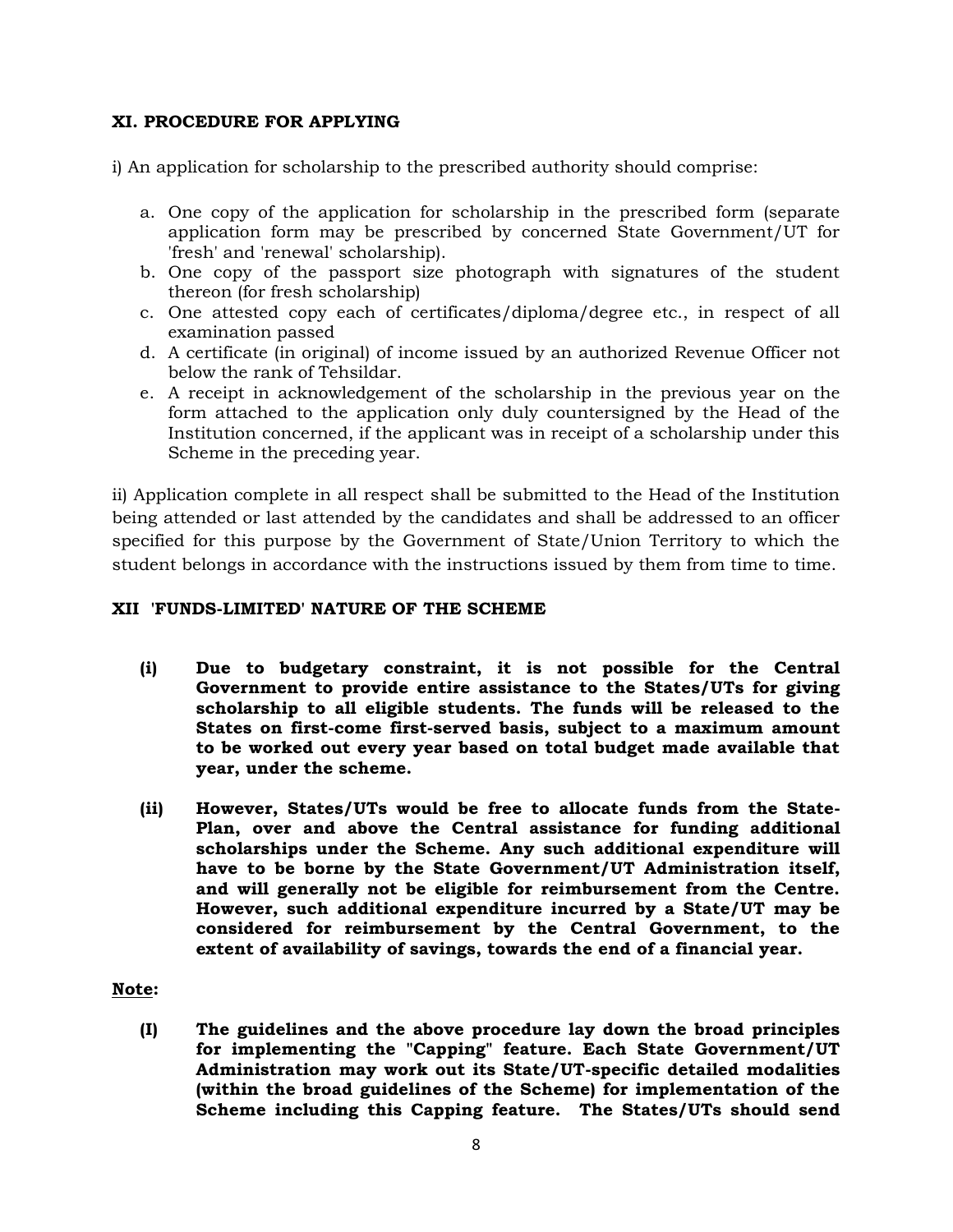## XI. PROCEDURE FOR APPLYING

i) An application for scholarship to the prescribed authority should comprise:

a. One copy of the application for scholarship in the prescribed form (separate application form may be prescribed by concerned State Government/UT for 'fresh' and 'renewal' scholarship).
b. One copy of the passport size photograph with signatures of the student thereon (for fresh scholarship)
c. One attested copy each of certificates/diploma/degree etc., in respect of all examination passed
d. A certificate (in original) of income issued by an authorized Revenue Officer not below the rank of Tehsildar.
e. A receipt in acknowledgement of the scholarship in the previous year on the form attached to the application only duly countersigned by the Head of the Institution concerned, if the applicant was in receipt of a scholarship under this Scheme in the preceding year.

ii) Application complete in all respect shall be submitted to the Head of the Institution being attended or last attended by the candidates and shall be addressed to an officer specified for this purpose by the Government of State/Union Territory to which the student belongs in accordance with the instructions issued by them from time to time.

## XII 'FUNDS-LIMITED' NATURE OF THE SCHEME

**(i) Due to budgetary constraint, it is not possible for the Central Government to provide entire assistance to the States/UTs for giving scholarship to all eligible students. The funds will be released to the States on first-come first-served basis, subject to a maximum amount to be worked out every year based on total budget made available that year, under the scheme.**

**(ii) However, States/UTs would be free to allocate funds from the State-Plan, over and above the Central assistance for funding additional scholarships under the Scheme. Any such additional expenditure will have to be borne by the State Government/UT Administration itself, and will generally not be eligible for reimbursement from the Centre. However, such additional expenditure incurred by a State/UT may be considered for reimbursement by the Central Government, to the extent of availability of savings, towards the end of a financial year.**

**Note:**

**(I) The guidelines and the above procedure lay down the broad principles for implementing the "Capping" feature. Each State Government/UT Administration may work out its State/UT-specific detailed modalities (within the broad guidelines of the Scheme) for implementation of the Scheme including this Capping feature. The States/UTs should send**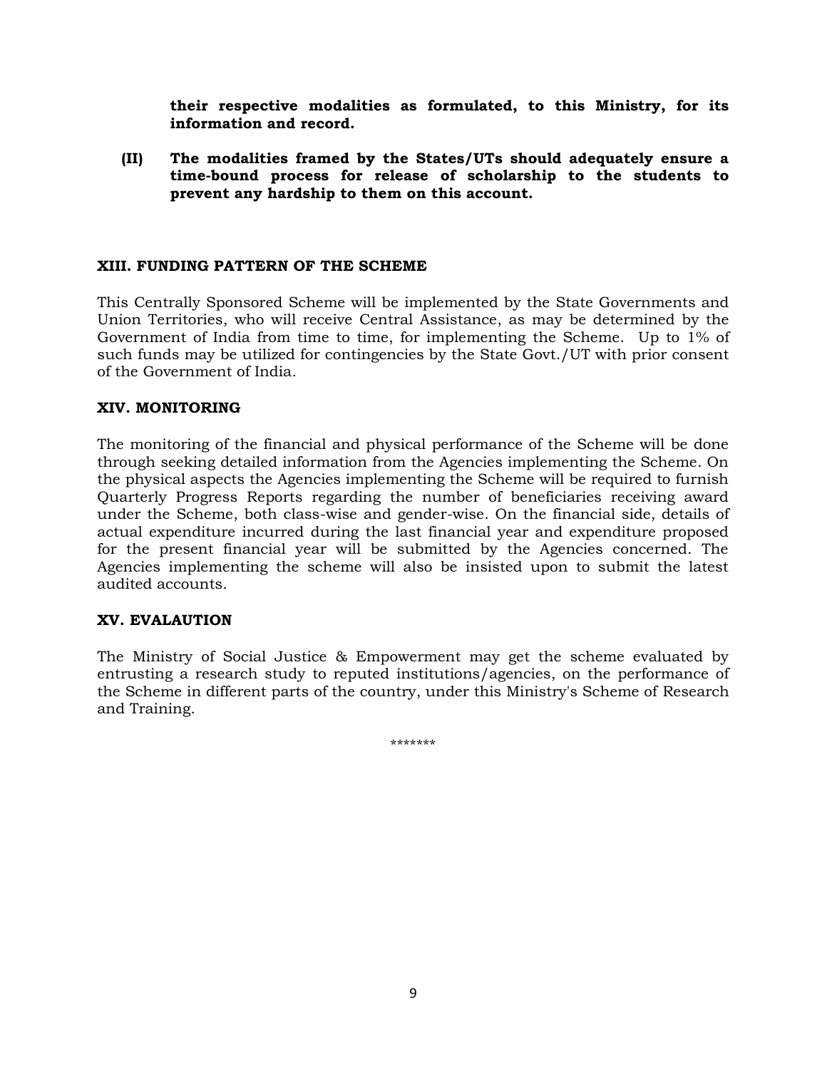**their respective modalities as formulated, to this Ministry, for its information and record.**

**(II) The modalities framed by the States/UTs should adequately ensure a time-bound process for release of scholarship to the students to prevent any hardship to them on this account.**

## XIII. FUNDING PATTERN OF THE SCHEME

This Centrally Sponsored Scheme will be implemented by the State Governments and Union Territories, who will receive Central Assistance, as may be determined by the Government of India from time to time, for implementing the Scheme. Up to 1% of such funds may be utilized for contingencies by the State Govt./UT with prior consent of the Government of India.

## XIV. MONITORING

The monitoring of the financial and physical performance of the Scheme will be done through seeking detailed information from the Agencies implementing the Scheme. On the physical aspects the Agencies implementing the Scheme will be required to furnish Quarterly Progress Reports regarding the number of beneficiaries receiving award under the Scheme, both class-wise and gender-wise. On the financial side, details of actual expenditure incurred during the last financial year and expenditure proposed for the present financial year will be submitted by the Agencies concerned. The Agencies implementing the scheme will also be insisted upon to submit the latest audited accounts.

## XV. EVALAUTION

The Ministry of Social Justice & Empowerment may get the scheme evaluated by entrusting a research study to reputed institutions/agencies, on the performance of the Scheme in different parts of the country, under this Ministry's Scheme of Research and Training.

*******